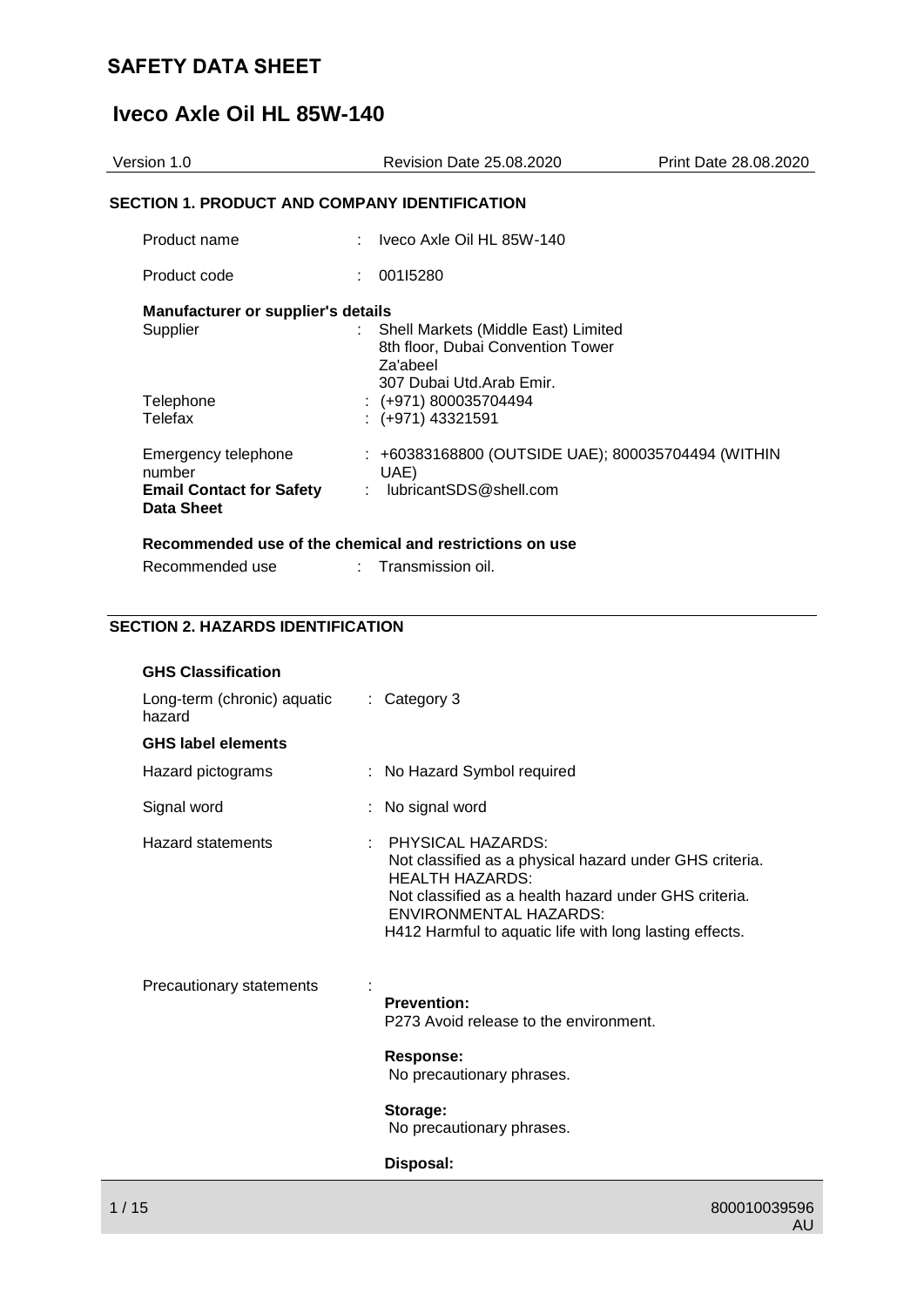# SAFETY DATA SHEET

# Iveco Axle Oil HL 85W-140

Version 1.0 | Revision Date 25.08.2020 | Print Date 28.08.2020

## SECTION 1. PRODUCT AND COMPANY IDENTIFICATION

Product name : Iveco Axle Oil HL 85W-140

Product code : 001I5280

**Manufacturer or supplier's details**

Supplier : Shell Markets (Middle East) Limited
8th floor, Dubai Convention Tower
Za'abeel
307 Dubai Utd.Arab Emir.

Telephone : (+971) 800035704494

Telefax : (+971) 43321591

Emergency telephone number : +60383168800 (OUTSIDE UAE); 800035704494 (WITHIN UAE)

**Email Contact for Safety Data Sheet** : lubricantSDS@shell.com

**Recommended use of the chemical and restrictions on use**

Recommended use : Transmission oil.

## SECTION 2. HAZARDS IDENTIFICATION

**GHS Classification**

Long-term (chronic) aquatic hazard : Category 3

**GHS label elements**

Hazard pictograms : No Hazard Symbol required

Signal word : No signal word

Hazard statements : PHYSICAL HAZARDS:
Not classified as a physical hazard under GHS criteria.
HEALTH HAZARDS:
Not classified as a health hazard under GHS criteria.
ENVIRONMENTAL HAZARDS:
H412 Harmful to aquatic life with long lasting effects.

Precautionary statements :

**Prevention:**
P273 Avoid release to the environment.

**Response:**
No precautionary phrases.

**Storage:**
No precautionary phrases.

**Disposal:**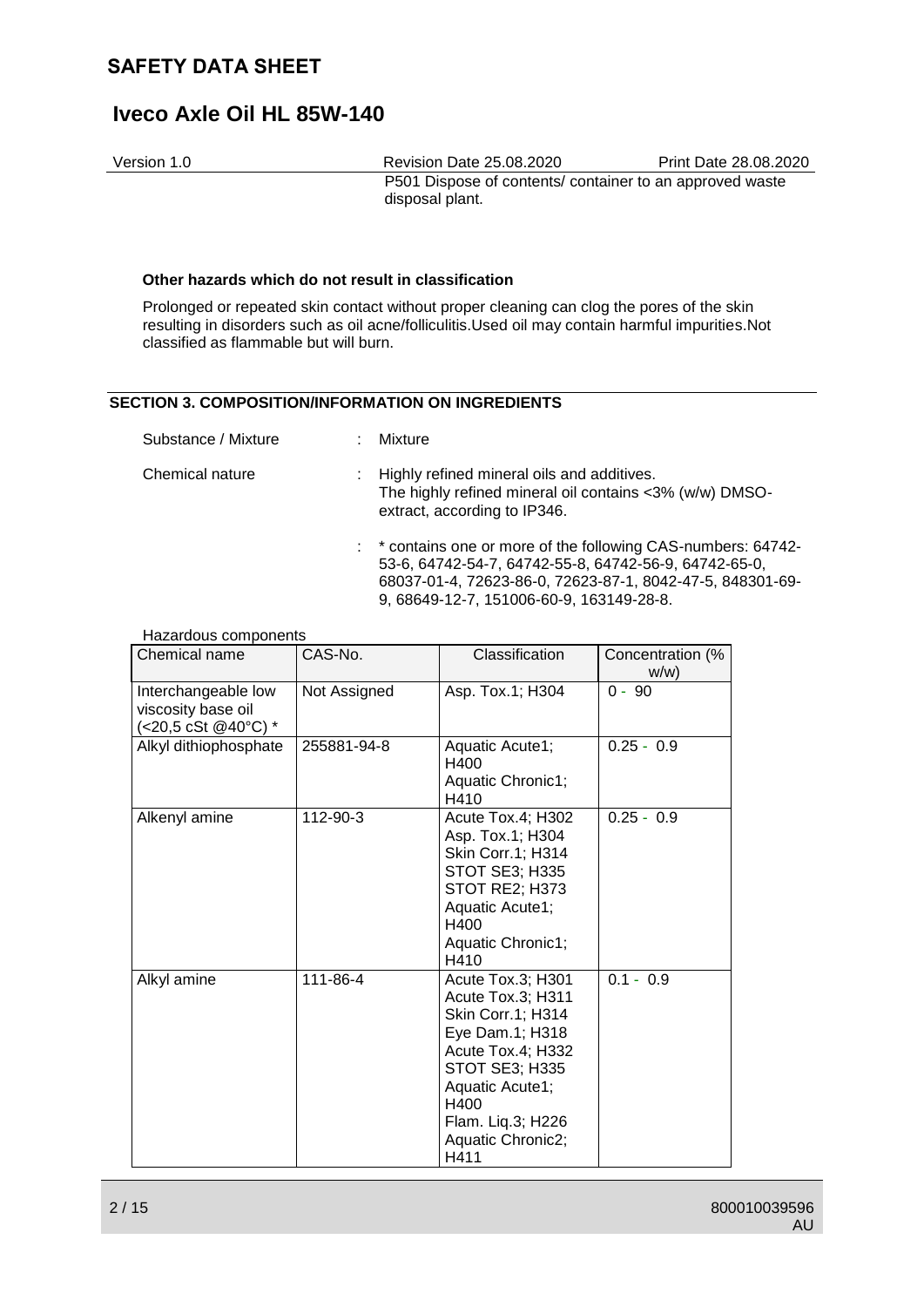P501 Dispose of contents/ container to an approved waste disposal plant.

**Other hazards which do not result in classification**

Prolonged or repeated skin contact without proper cleaning can clog the pores of the skin resulting in disorders such as oil acne/folliculitis.Used oil may contain harmful impurities.Not classified as flammable but will burn.

## SECTION 3. COMPOSITION/INFORMATION ON INGREDIENTS

Substance / Mixture : Mixture

Chemical nature : Highly refined mineral oils and additives.
The highly refined mineral oil contains <3% (w/w) DMSO-extract, according to IP346.

: * contains one or more of the following CAS-numbers: 64742-53-6, 64742-54-7, 64742-55-8, 64742-56-9, 64742-65-0, 68037-01-4, 72623-86-0, 72623-87-1, 8042-47-5, 848301-69-9, 68649-12-7, 151006-60-9, 163149-28-8.

Hazardous components

| Chemical name | CAS-No. | Classification | Concentration (% w/w) |
|---|---|---|---|
| Interchangeable low viscosity base oil (<20,5 cSt @40°C) * | Not Assigned | Asp. Tox.1; H304 | 0 - 90 |
| Alkyl dithiophosphate | 255881-94-8 | Aquatic Acute1; H400<br>Aquatic Chronic1; H410 | 0.25 - 0.9 |
| Alkenyl amine | 112-90-3 | Acute Tox.4; H302<br>Asp. Tox.1; H304<br>Skin Corr.1; H314<br>STOT SE3; H335<br>STOT RE2; H373<br>Aquatic Acute1; H400<br>Aquatic Chronic1; H410 | 0.25 - 0.9 |
| Alkyl amine | 111-86-4 | Acute Tox.3; H301<br>Acute Tox.3; H311<br>Skin Corr.1; H314<br>Eye Dam.1; H318<br>Acute Tox.4; H332<br>STOT SE3; H335<br>Aquatic Acute1; H400<br>Flam. Liq.3; H226<br>Aquatic Chronic2; H411 | 0.1 - 0.9 |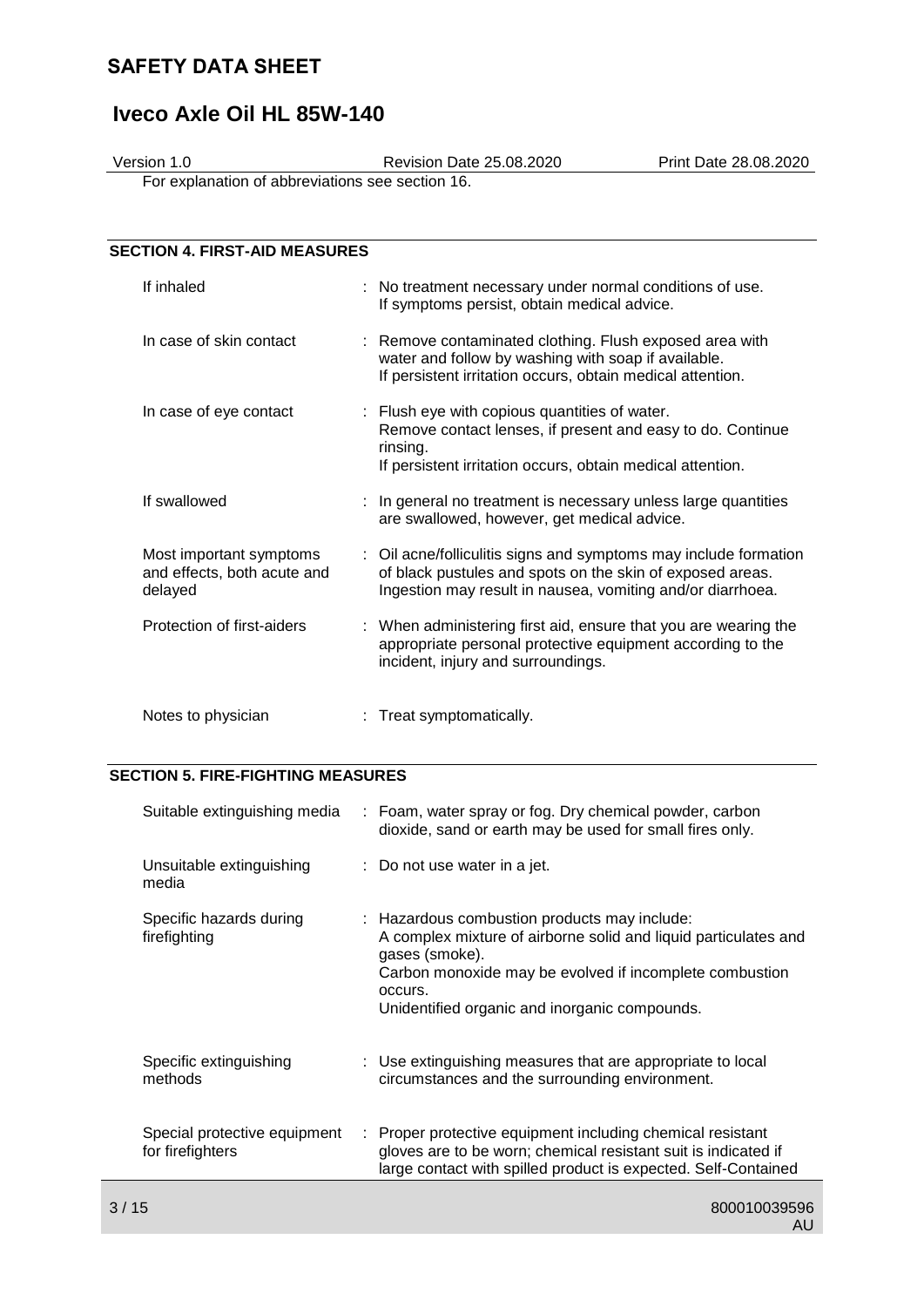For explanation of abbreviations see section 16.

## SECTION 4. FIRST-AID MEASURES

| | |
|---|---|
| If inhaled | : No treatment necessary under normal conditions of use. If symptoms persist, obtain medical advice. |
| In case of skin contact | : Remove contaminated clothing. Flush exposed area with water and follow by washing with soap if available. If persistent irritation occurs, obtain medical attention. |
| In case of eye contact | : Flush eye with copious quantities of water. Remove contact lenses, if present and easy to do. Continue rinsing. If persistent irritation occurs, obtain medical attention. |
| If swallowed | : In general no treatment is necessary unless large quantities are swallowed, however, get medical advice. |
| Most important symptoms and effects, both acute and delayed | : Oil acne/folliculitis signs and symptoms may include formation of black pustules and spots on the skin of exposed areas. Ingestion may result in nausea, vomiting and/or diarrhoea. |
| Protection of first-aiders | : When administering first aid, ensure that you are wearing the appropriate personal protective equipment according to the incident, injury and surroundings. |
| Notes to physician | : Treat symptomatically. |

## SECTION 5. FIRE-FIGHTING MEASURES

| | |
|---|---|
| Suitable extinguishing media | : Foam, water spray or fog. Dry chemical powder, carbon dioxide, sand or earth may be used for small fires only. |
| Unsuitable extinguishing media | : Do not use water in a jet. |
| Specific hazards during firefighting | : Hazardous combustion products may include: A complex mixture of airborne solid and liquid particulates and gases (smoke). Carbon monoxide may be evolved if incomplete combustion occurs. Unidentified organic and inorganic compounds. |
| Specific extinguishing methods | : Use extinguishing measures that are appropriate to local circumstances and the surrounding environment. |
| Special protective equipment for firefighters | : Proper protective equipment including chemical resistant gloves are to be worn; chemical resistant suit is indicated if large contact with spilled product is expected. Self-Contained |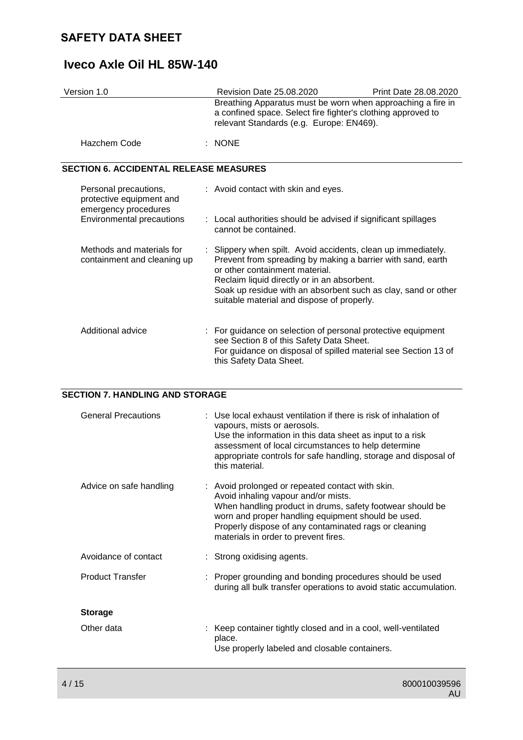Breathing Apparatus must be worn when approaching a fire in a confined space. Select fire fighter's clothing approved to relevant Standards (e.g. Europe: EN469).

| | |
|---|---|
| Hazchem Code | : NONE |

## SECTION 6. ACCIDENTAL RELEASE MEASURES

| | |
|---|---|
| Personal precautions, protective equipment and emergency procedures | : Avoid contact with skin and eyes. |
| Environmental precautions | : Local authorities should be advised if significant spillages cannot be contained. |
| Methods and materials for containment and cleaning up | : Slippery when spilt. Avoid accidents, clean up immediately. Prevent from spreading by making a barrier with sand, earth or other containment material. Reclaim liquid directly or in an absorbent. Soak up residue with an absorbent such as clay, sand or other suitable material and dispose of properly. |
| Additional advice | : For guidance on selection of personal protective equipment see Section 8 of this Safety Data Sheet. For guidance on disposal of spilled material see Section 13 of this Safety Data Sheet. |

## SECTION 7. HANDLING AND STORAGE

| | |
|---|---|
| General Precautions | : Use local exhaust ventilation if there is risk of inhalation of vapours, mists or aerosols. Use the information in this data sheet as input to a risk assessment of local circumstances to help determine appropriate controls for safe handling, storage and disposal of this material. |
| Advice on safe handling | : Avoid prolonged or repeated contact with skin. Avoid inhaling vapour and/or mists. When handling product in drums, safety footwear should be worn and proper handling equipment should be used. Properly dispose of any contaminated rags or cleaning materials in order to prevent fires. |
| Avoidance of contact | : Strong oxidising agents. |
| Product Transfer | : Proper grounding and bonding procedures should be used during all bulk transfer operations to avoid static accumulation. |

**Storage**

| | |
|---|---|
| Other data | : Keep container tightly closed and in a cool, well-ventilated place. Use properly labeled and closable containers. |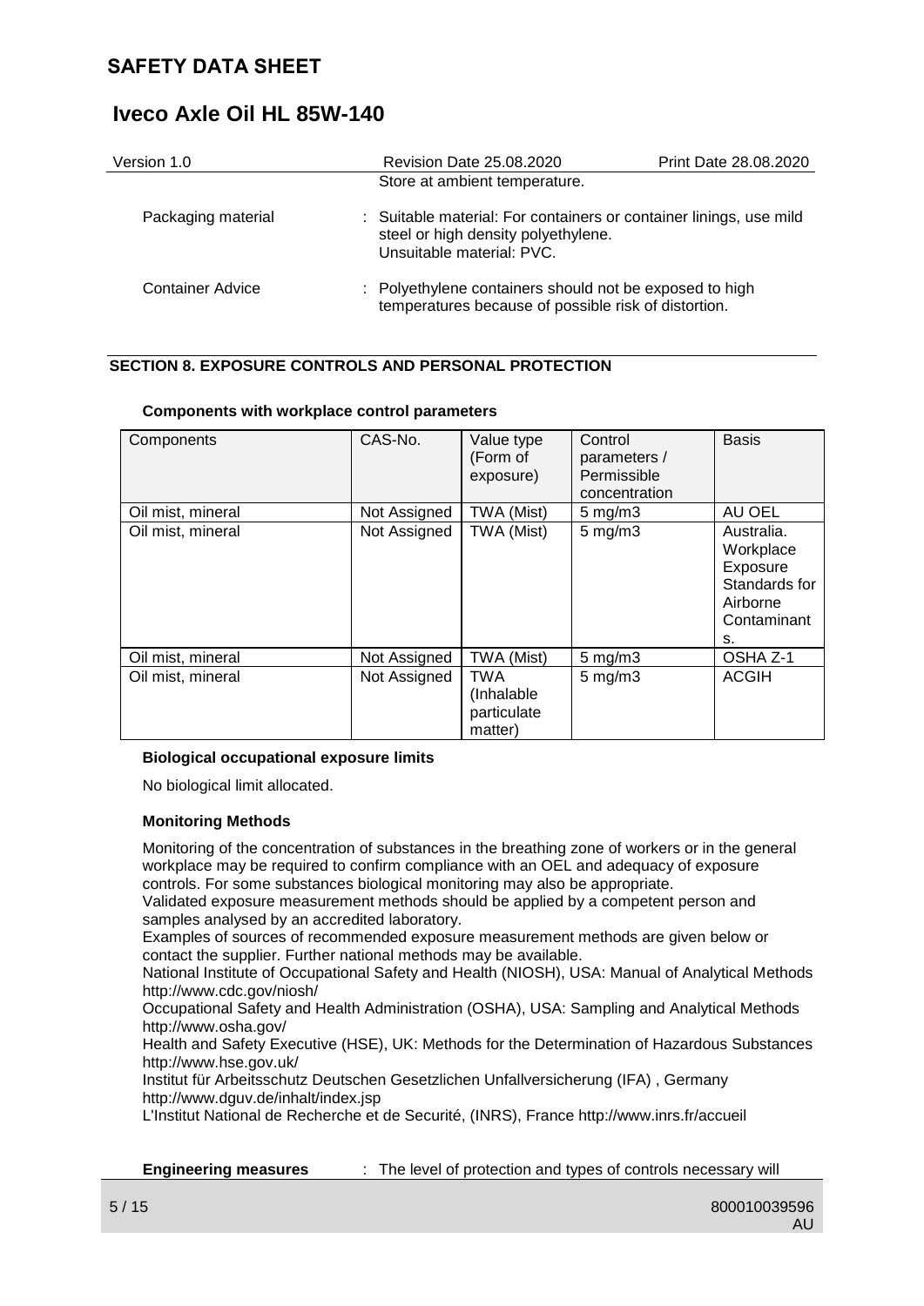Store at ambient temperature.

Packaging material : Suitable material: For containers or container linings, use mild steel or high density polyethylene.
Unsuitable material: PVC.

Container Advice : Polyethylene containers should not be exposed to high temperatures because of possible risk of distortion.

## SECTION 8. EXPOSURE CONTROLS AND PERSONAL PROTECTION

**Components with workplace control parameters**

| Components | CAS-No. | Value type (Form of exposure) | Control parameters / Permissible concentration | Basis |
|---|---|---|---|---|
| Oil mist, mineral | Not Assigned | TWA (Mist) | 5 mg/m3 | AU OEL |
| Oil mist, mineral | Not Assigned | TWA (Mist) | 5 mg/m3 | Australia. Workplace Exposure Standards for Airborne Contaminants. |
| Oil mist, mineral | Not Assigned | TWA (Mist) | 5 mg/m3 | OSHA Z-1 |
| Oil mist, mineral | Not Assigned | TWA (Inhalable particulate matter) | 5 mg/m3 | ACGIH |

**Biological occupational exposure limits**

No biological limit allocated.

**Monitoring Methods**

Monitoring of the concentration of substances in the breathing zone of workers or in the general workplace may be required to confirm compliance with an OEL and adequacy of exposure controls. For some substances biological monitoring may also be appropriate.
Validated exposure measurement methods should be applied by a competent person and samples analysed by an accredited laboratory.
Examples of sources of recommended exposure measurement methods are given below or contact the supplier. Further national methods may be available.
National Institute of Occupational Safety and Health (NIOSH), USA: Manual of Analytical Methods http://www.cdc.gov/niosh/
Occupational Safety and Health Administration (OSHA), USA: Sampling and Analytical Methods http://www.osha.gov/
Health and Safety Executive (HSE), UK: Methods for the Determination of Hazardous Substances http://www.hse.gov.uk/
Institut für Arbeitsschutz Deutschen Gesetzlichen Unfallversicherung (IFA) , Germany http://www.dguv.de/inhalt/index.jsp
L'Institut National de Recherche et de Securité, (INRS), France http://www.inrs.fr/accueil

**Engineering measures** : The level of protection and types of controls necessary will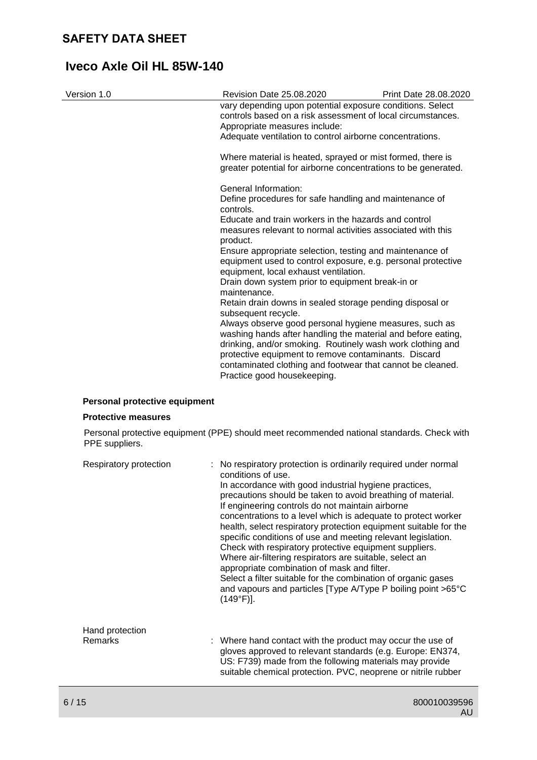vary depending upon potential exposure conditions. Select controls based on a risk assessment of local circumstances.
Appropriate measures include:
Adequate ventilation to control airborne concentrations.

Where material is heated, sprayed or mist formed, there is greater potential for airborne concentrations to be generated.

General Information:
Define procedures for safe handling and maintenance of controls.
Educate and train workers in the hazards and control measures relevant to normal activities associated with this product.
Ensure appropriate selection, testing and maintenance of equipment used to control exposure, e.g. personal protective equipment, local exhaust ventilation.
Drain down system prior to equipment break-in or maintenance.
Retain drain downs in sealed storage pending disposal or subsequent recycle.
Always observe good personal hygiene measures, such as washing hands after handling the material and before eating, drinking, and/or smoking. Routinely wash work clothing and protective equipment to remove contaminants. Discard contaminated clothing and footwear that cannot be cleaned.
Practice good housekeeping.

**Personal protective equipment**

**Protective measures**

Personal protective equipment (PPE) should meet recommended national standards. Check with PPE suppliers.

Respiratory protection : No respiratory protection is ordinarily required under normal conditions of use.
In accordance with good industrial hygiene practices, precautions should be taken to avoid breathing of material.
If engineering controls do not maintain airborne concentrations to a level which is adequate to protect worker health, select respiratory protection equipment suitable for the specific conditions of use and meeting relevant legislation.
Check with respiratory protective equipment suppliers.
Where air-filtering respirators are suitable, select an appropriate combination of mask and filter.
Select a filter suitable for the combination of organic gases and vapours and particles [Type A/Type P boiling point >65°C (149°F)].

Hand protection
Remarks : Where hand contact with the product may occur the use of gloves approved to relevant standards (e.g. Europe: EN374, US: F739) made from the following materials may provide suitable chemical protection. PVC, neoprene or nitrile rubber

800010039596
AU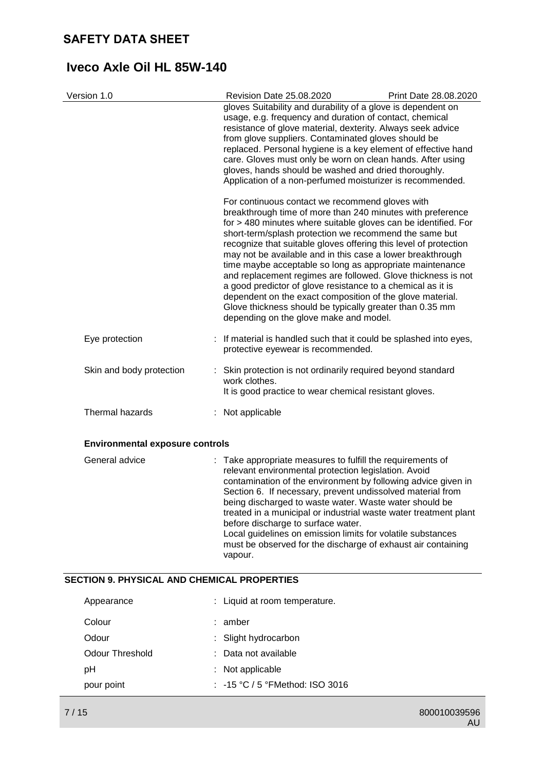gloves Suitability and durability of a glove is dependent on usage, e.g. frequency and duration of contact, chemical resistance of glove material, dexterity. Always seek advice from glove suppliers. Contaminated gloves should be replaced. Personal hygiene is a key element of effective hand care. Gloves must only be worn on clean hands. After using gloves, hands should be washed and dried thoroughly. Application of a non-perfumed moisturizer is recommended.

For continuous contact we recommend gloves with breakthrough time of more than 240 minutes with preference for > 480 minutes where suitable gloves can be identified. For short-term/splash protection we recommend the same but recognize that suitable gloves offering this level of protection may not be available and in this case a lower breakthrough time maybe acceptable so long as appropriate maintenance and replacement regimes are followed. Glove thickness is not a good predictor of glove resistance to a chemical as it is dependent on the exact composition of the glove material. Glove thickness should be typically greater than 0.35 mm depending on the glove make and model.

Eye protection : If material is handled such that it could be splashed into eyes, protective eyewear is recommended.

Skin and body protection : Skin protection is not ordinarily required beyond standard work clothes.
It is good practice to wear chemical resistant gloves.

Thermal hazards : Not applicable

**Environmental exposure controls**

General advice : Take appropriate measures to fulfill the requirements of relevant environmental protection legislation. Avoid contamination of the environment by following advice given in Section 6. If necessary, prevent undissolved material from being discharged to waste water. Waste water should be treated in a municipal or industrial waste water treatment plant before discharge to surface water.
Local guidelines on emission limits for volatile substances must be observed for the discharge of exhaust air containing vapour.

## SECTION 9. PHYSICAL AND CHEMICAL PROPERTIES

Appearance : Liquid at room temperature.

Colour : amber

Odour : Slight hydrocarbon

Odour Threshold : Data not available

pH : Not applicable

pour point : -15 °C / 5 °FMethod: ISO 3016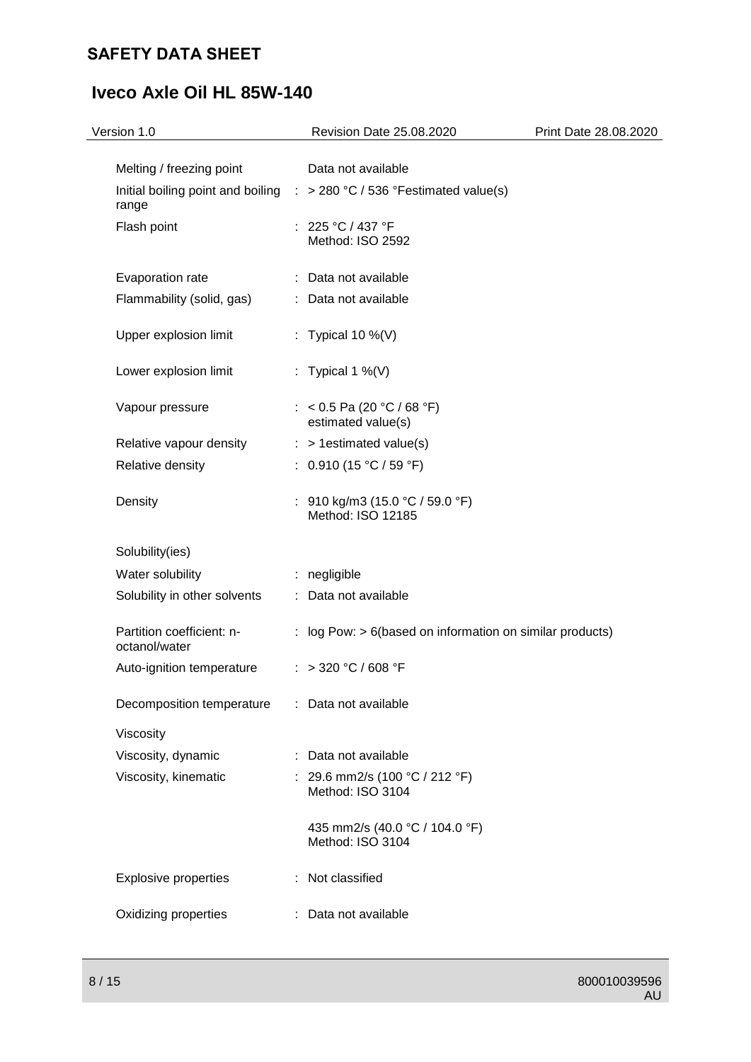| Property | | Value |
|---|---|---|
| Melting / freezing point | | Data not available |
| Initial boiling point and boiling range | : | > 280 °C / 536 °Festimated value(s) |
| Flash point | : | 225 °C / 437 °F<br>Method: ISO 2592 |
| Evaporation rate | : | Data not available |
| Flammability (solid, gas) | : | Data not available |
| Upper explosion limit | : | Typical 10 %(V) |
| Lower explosion limit | : | Typical 1 %(V) |
| Vapour pressure | : | < 0.5 Pa (20 °C / 68 °F)<br>estimated value(s) |
| Relative vapour density | : | > 1estimated value(s) |
| Relative density | : | 0.910 (15 °C / 59 °F) |
| Density | : | 910 kg/m3 (15.0 °C / 59.0 °F)<br>Method: ISO 12185 |
| Solubility(ies) | | |
| Water solubility | : | negligible |
| Solubility in other solvents | : | Data not available |
| Partition coefficient: n-octanol/water | : | log Pow: > 6(based on information on similar products) |
| Auto-ignition temperature | : | > 320 °C / 608 °F |
| Decomposition temperature | : | Data not available |
| Viscosity | | |
| Viscosity, dynamic | : | Data not available |
| Viscosity, kinematic | : | 29.6 mm2/s (100 °C / 212 °F)<br>Method: ISO 3104<br><br>435 mm2/s (40.0 °C / 104.0 °F)<br>Method: ISO 3104 |
| Explosive properties | : | Not classified |
| Oxidizing properties | : | Data not available |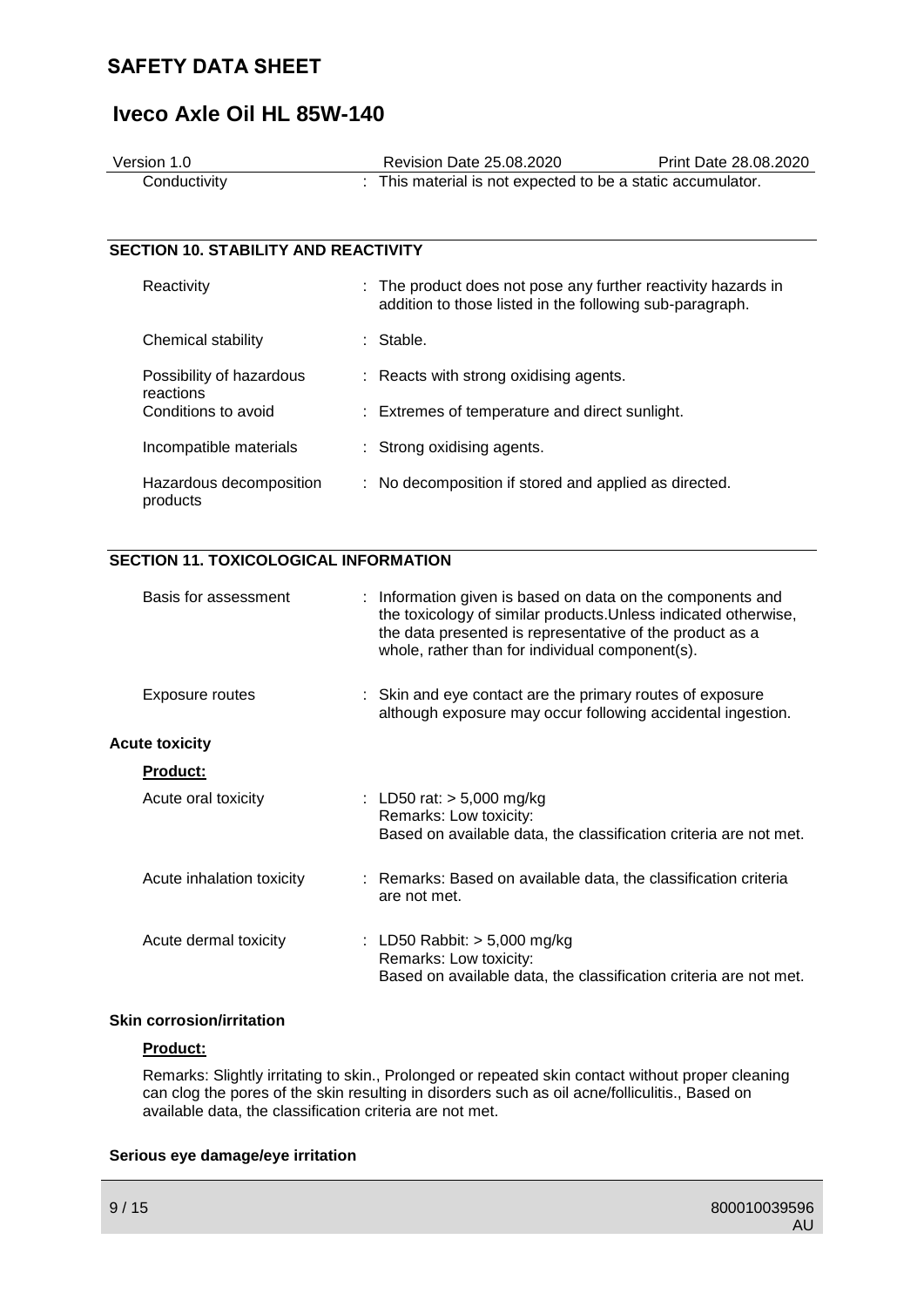| | |
|---|---|
| Conductivity | : This material is not expected to be a static accumulator. |

## SECTION 10. STABILITY AND REACTIVITY

| | |
|---|---|
| Reactivity | : The product does not pose any further reactivity hazards in addition to those listed in the following sub-paragraph. |
| Chemical stability | : Stable. |
| Possibility of hazardous reactions | : Reacts with strong oxidising agents. |
| Conditions to avoid | : Extremes of temperature and direct sunlight. |
| Incompatible materials | : Strong oxidising agents. |
| Hazardous decomposition products | : No decomposition if stored and applied as directed. |

## SECTION 11. TOXICOLOGICAL INFORMATION

| | |
|---|---|
| Basis for assessment | : Information given is based on data on the components and the toxicology of similar products.Unless indicated otherwise, the data presented is representative of the product as a whole, rather than for individual component(s). |
| Exposure routes | : Skin and eye contact are the primary routes of exposure although exposure may occur following accidental ingestion. |

**Acute toxicity**

**Product:**

| | |
|---|---|
| Acute oral toxicity | : LD50 rat: > 5,000 mg/kg<br>Remarks: Low toxicity:<br>Based on available data, the classification criteria are not met. |
| Acute inhalation toxicity | : Remarks: Based on available data, the classification criteria are not met. |
| Acute dermal toxicity | : LD50 Rabbit: > 5,000 mg/kg<br>Remarks: Low toxicity:<br>Based on available data, the classification criteria are not met. |

**Skin corrosion/irritation**

**Product:**

Remarks: Slightly irritating to skin., Prolonged or repeated skin contact without proper cleaning can clog the pores of the skin resulting in disorders such as oil acne/folliculitis., Based on available data, the classification criteria are not met.

**Serious eye damage/eye irritation**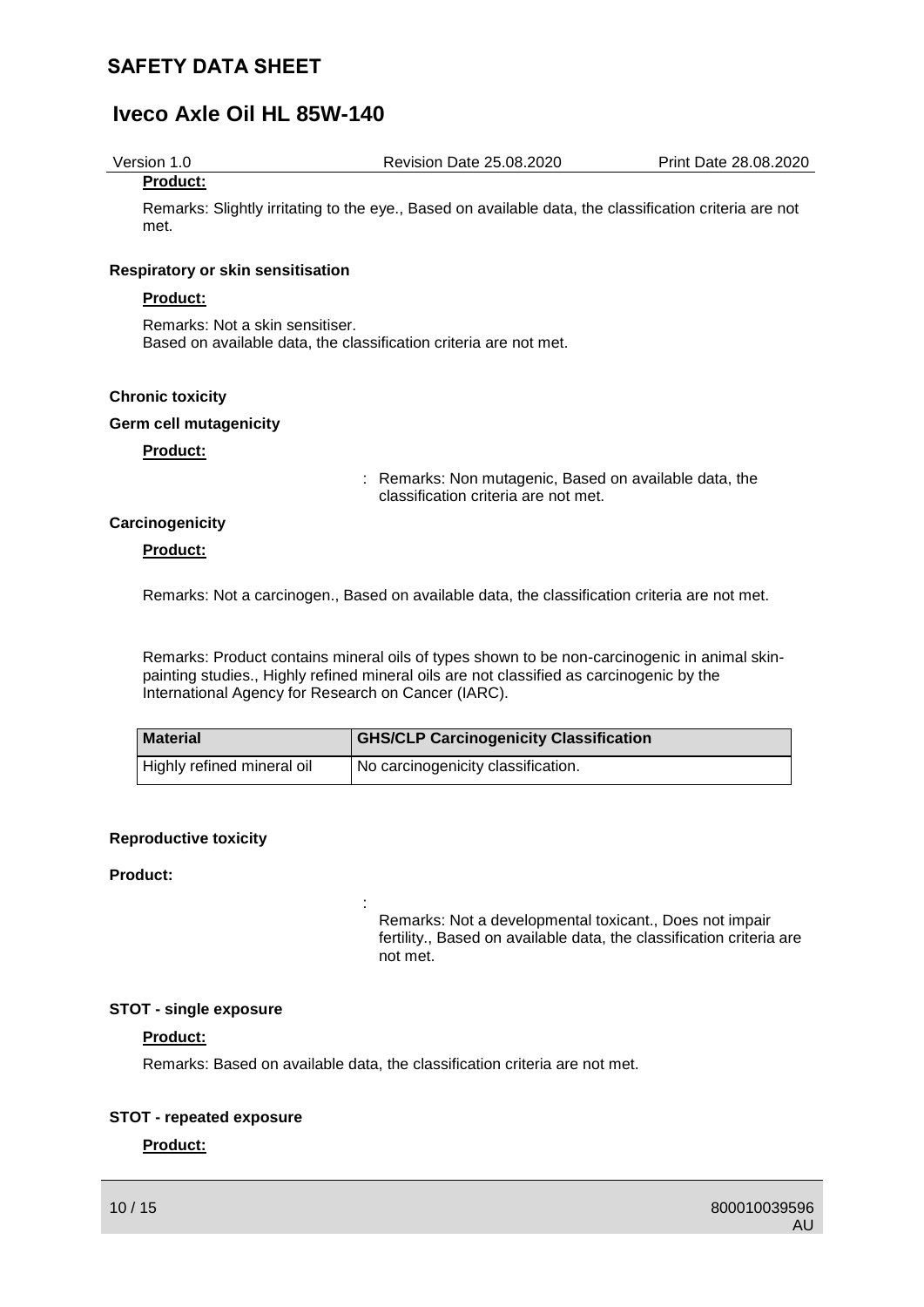**Product:**

Remarks: Slightly irritating to the eye., Based on available data, the classification criteria are not met.

**Respiratory or skin sensitisation**

**Product:**

Remarks: Not a skin sensitiser.
Based on available data, the classification criteria are not met.

**Chronic toxicity**

**Germ cell mutagenicity**

**Product:**

: Remarks: Non mutagenic, Based on available data, the classification criteria are not met.

**Carcinogenicity**

**Product:**

Remarks: Not a carcinogen., Based on available data, the classification criteria are not met.

Remarks: Product contains mineral oils of types shown to be non-carcinogenic in animal skin-painting studies., Highly refined mineral oils are not classified as carcinogenic by the International Agency for Research on Cancer (IARC).

| Material | GHS/CLP Carcinogenicity Classification |
| --- | --- |
| Highly refined mineral oil | No carcinogenicity classification. |

**Reproductive toxicity**

**Product:**

: Remarks: Not a developmental toxicant., Does not impair fertility., Based on available data, the classification criteria are not met.

**STOT - single exposure**

**Product:**

Remarks: Based on available data, the classification criteria are not met.

**STOT - repeated exposure**

**Product:**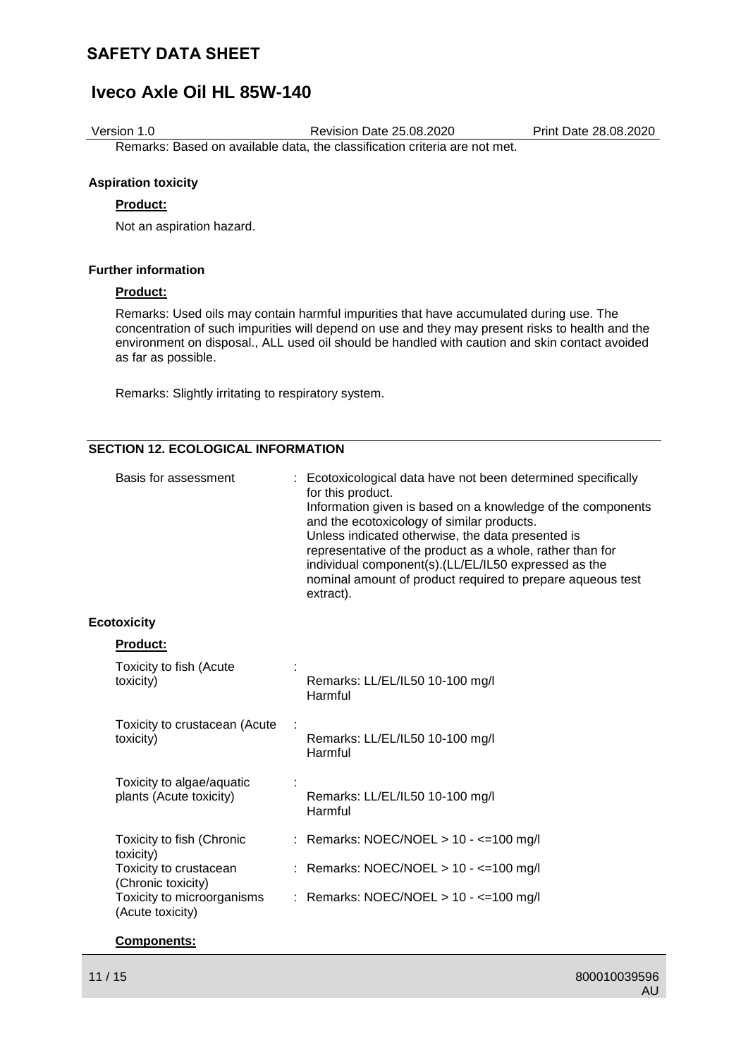Remarks: Based on available data, the classification criteria are not met.

**Aspiration toxicity**

**Product:**

Not an aspiration hazard.

**Further information**

**Product:**

Remarks: Used oils may contain harmful impurities that have accumulated during use. The concentration of such impurities will depend on use and they may present risks to health and the environment on disposal., ALL used oil should be handled with caution and skin contact avoided as far as possible.

Remarks: Slightly irritating to respiratory system.

## SECTION 12. ECOLOGICAL INFORMATION

| | |
|---|---|
| Basis for assessment | : Ecotoxicological data have not been determined specifically for this product.<br>Information given is based on a knowledge of the components and the ecotoxicology of similar products.<br>Unless indicated otherwise, the data presented is representative of the product as a whole, rather than for individual component(s).(LL/EL/IL50 expressed as the nominal amount of product required to prepare aqueous test extract). |

**Ecotoxicity**

**Product:**

| | |
|---|---|
| Toxicity to fish (Acute toxicity) | : Remarks: LL/EL/IL50 10-100 mg/l<br>Harmful |
| Toxicity to crustacean (Acute toxicity) | : Remarks: LL/EL/IL50 10-100 mg/l<br>Harmful |
| Toxicity to algae/aquatic plants (Acute toxicity) | : Remarks: LL/EL/IL50 10-100 mg/l<br>Harmful |
| Toxicity to fish (Chronic toxicity) | : Remarks: NOEC/NOEL > 10 - <=100 mg/l |
| Toxicity to crustacean (Chronic toxicity) | : Remarks: NOEC/NOEL > 10 - <=100 mg/l |
| Toxicity to microorganisms (Acute toxicity) | : Remarks: NOEC/NOEL > 10 - <=100 mg/l |

**Components:**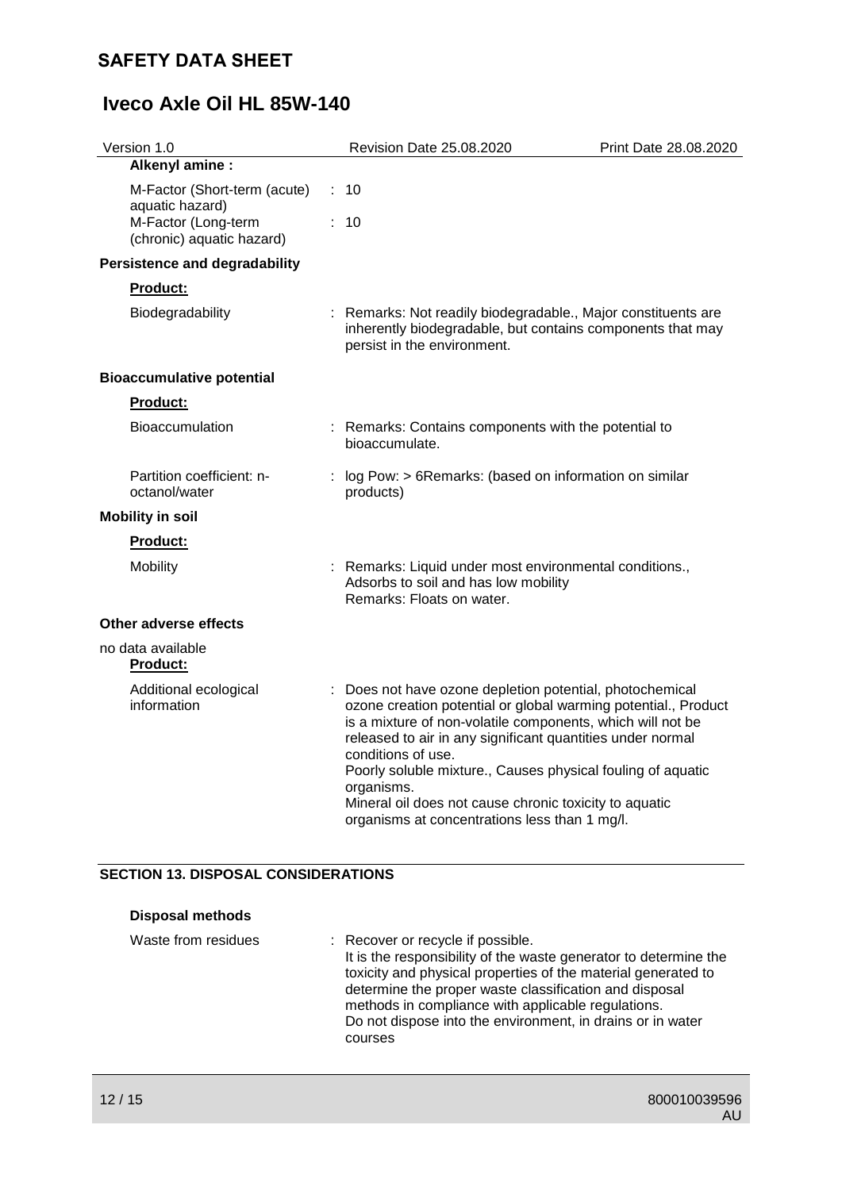**Alkenyl amine :**

| | |
|---|---|
| M-Factor (Short-term (acute) aquatic hazard) | : 10 |
| M-Factor (Long-term (chronic) aquatic hazard) | : 10 |

**Persistence and degradability**

**Product:**

| | |
|---|---|
| Biodegradability | : Remarks: Not readily biodegradable., Major constituents are inherently biodegradable, but contains components that may persist in the environment. |

**Bioaccumulative potential**

**Product:**

| | |
|---|---|
| Bioaccumulation | : Remarks: Contains components with the potential to bioaccumulate. |
| Partition coefficient: n-octanol/water | : log Pow: > 6Remarks: (based on information on similar products) |

**Mobility in soil**

**Product:**

| | |
|---|---|
| Mobility | : Remarks: Liquid under most environmental conditions., Adsorbs to soil and has low mobility<br>Remarks: Floats on water. |

**Other adverse effects**

no data available

**Product:**

| | |
|---|---|
| Additional ecological information | : Does not have ozone depletion potential, photochemical ozone creation potential or global warming potential., Product is a mixture of non-volatile components, which will not be released to air in any significant quantities under normal conditions of use.<br>Poorly soluble mixture., Causes physical fouling of aquatic organisms.<br>Mineral oil does not cause chronic toxicity to aquatic organisms at concentrations less than 1 mg/l. |

## SECTION 13. DISPOSAL CONSIDERATIONS

**Disposal methods**

| | |
|---|---|
| Waste from residues | : Recover or recycle if possible.<br>It is the responsibility of the waste generator to determine the toxicity and physical properties of the material generated to determine the proper waste classification and disposal methods in compliance with applicable regulations.<br>Do not dispose into the environment, in drains or in water courses |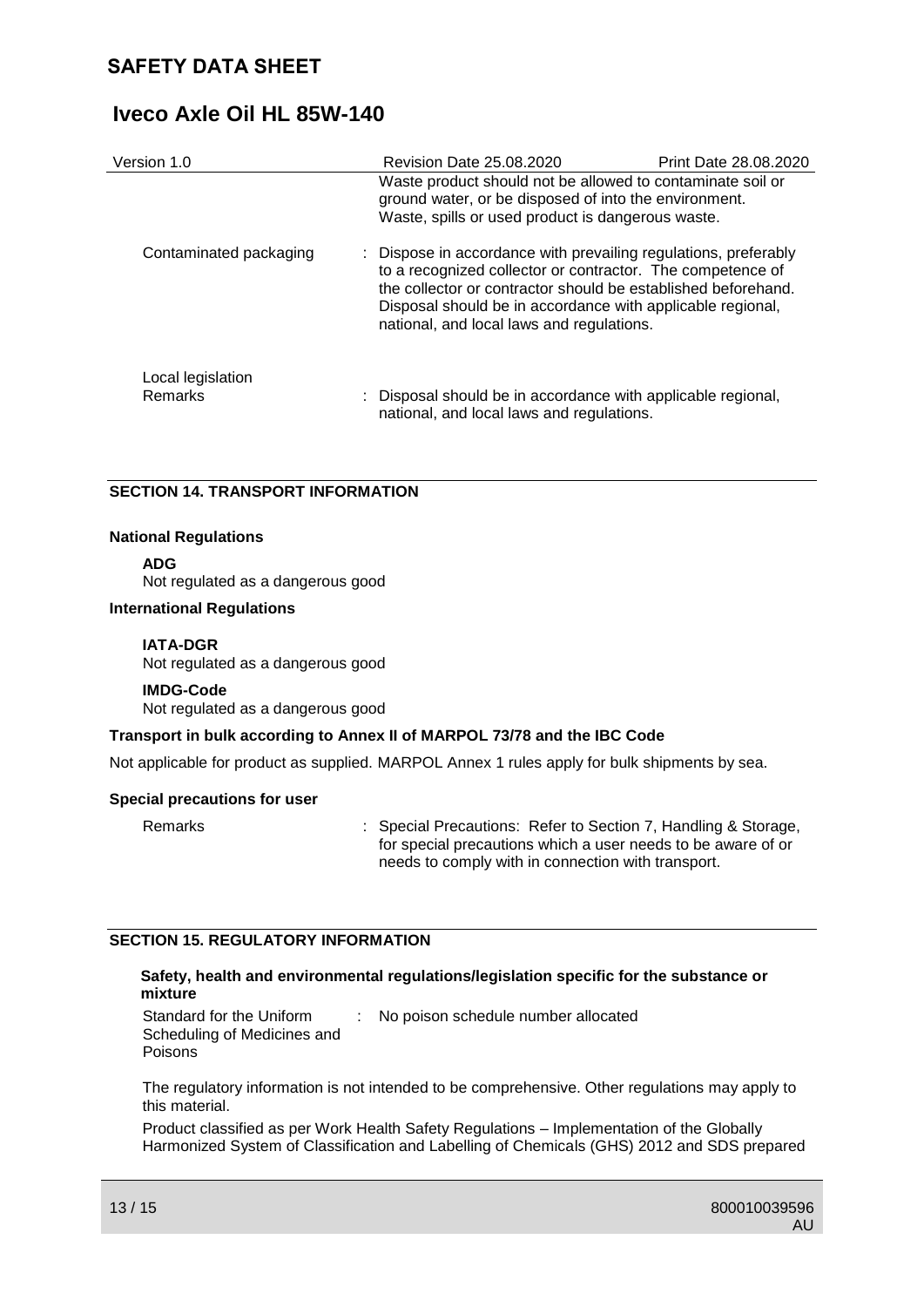Waste product should not be allowed to contaminate soil or ground water, or be disposed of into the environment. Waste, spills or used product is dangerous waste.

| | |
|---|---|
| Contaminated packaging | : Dispose in accordance with prevailing regulations, preferably to a recognized collector or contractor. The competence of the collector or contractor should be established beforehand. Disposal should be in accordance with applicable regional, national, and local laws and regulations. |

**Local legislation**

| | |
|---|---|
| Remarks | : Disposal should be in accordance with applicable regional, national, and local laws and regulations. |

## SECTION 14. TRANSPORT INFORMATION

**National Regulations**

**ADG**
Not regulated as a dangerous good

**International Regulations**

**IATA-DGR**
Not regulated as a dangerous good

**IMDG-Code**
Not regulated as a dangerous good

**Transport in bulk according to Annex II of MARPOL 73/78 and the IBC Code**

Not applicable for product as supplied. MARPOL Annex 1 rules apply for bulk shipments by sea.

**Special precautions for user**

| | |
|---|---|
| Remarks | : Special Precautions: Refer to Section 7, Handling & Storage, for special precautions which a user needs to be aware of or needs to comply with in connection with transport. |

## SECTION 15. REGULATORY INFORMATION

**Safety, health and environmental regulations/legislation specific for the substance or mixture**

| | |
|---|---|
| Standard for the Uniform Scheduling of Medicines and Poisons | : No poison schedule number allocated |

The regulatory information is not intended to be comprehensive. Other regulations may apply to this material.

Product classified as per Work Health Safety Regulations – Implementation of the Globally Harmonized System of Classification and Labelling of Chemicals (GHS) 2012 and SDS prepared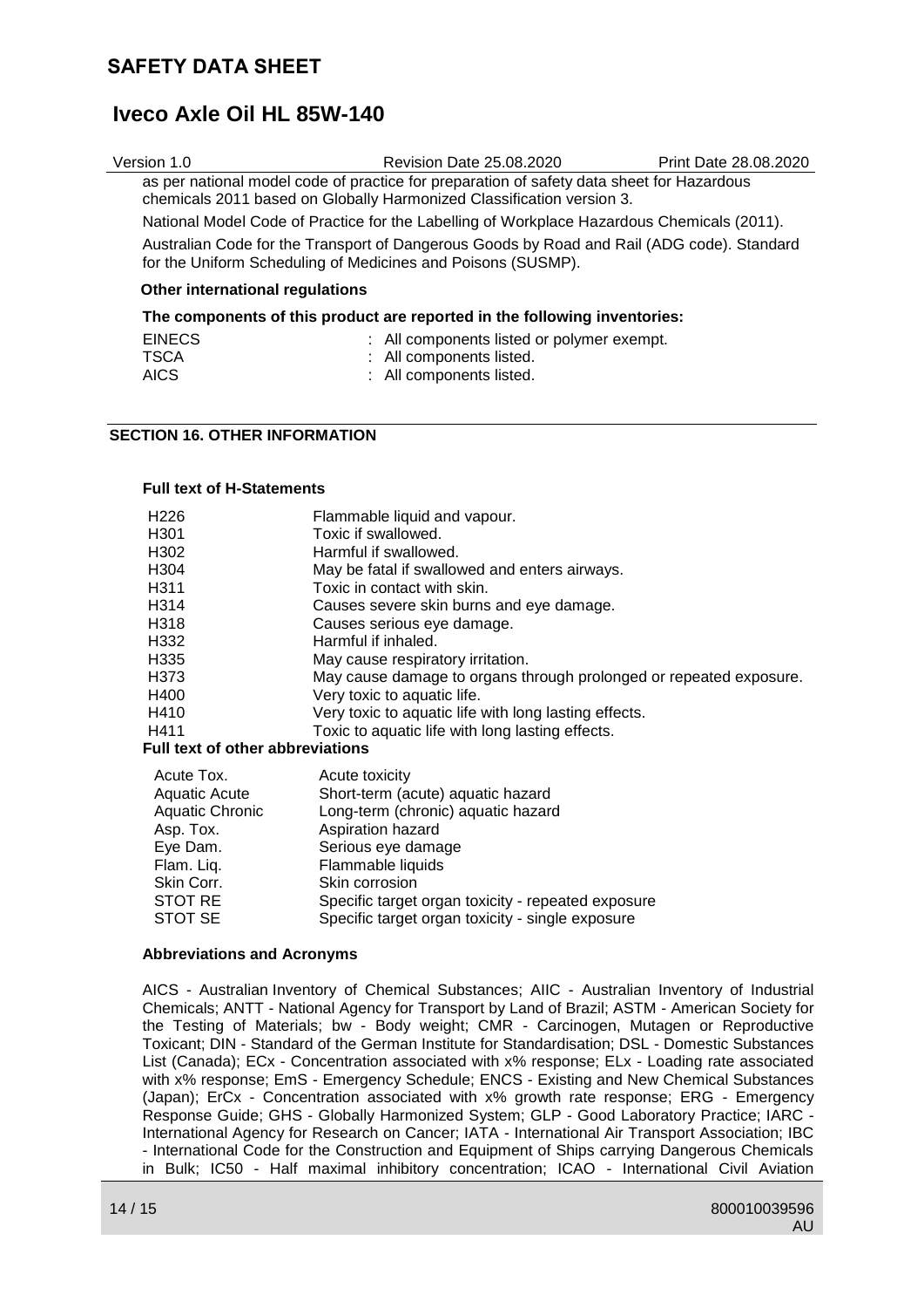as per national model code of practice for preparation of safety data sheet for Hazardous chemicals 2011 based on Globally Harmonized Classification version 3.

National Model Code of Practice for the Labelling of Workplace Hazardous Chemicals (2011).

Australian Code for the Transport of Dangerous Goods by Road and Rail (ADG code). Standard for the Uniform Scheduling of Medicines and Poisons (SUSMP).

**Other international regulations**

**The components of this product are reported in the following inventories:**

| | |
|---|---|
| EINECS | : All components listed or polymer exempt. |
| TSCA | : All components listed. |
| AICS | : All components listed. |

## SECTION 16. OTHER INFORMATION

**Full text of H-Statements**

| | |
|---|---|
| H226 | Flammable liquid and vapour. |
| H301 | Toxic if swallowed. |
| H302 | Harmful if swallowed. |
| H304 | May be fatal if swallowed and enters airways. |
| H311 | Toxic in contact with skin. |
| H314 | Causes severe skin burns and eye damage. |
| H318 | Causes serious eye damage. |
| H332 | Harmful if inhaled. |
| H335 | May cause respiratory irritation. |
| H373 | May cause damage to organs through prolonged or repeated exposure. |
| H400 | Very toxic to aquatic life. |
| H410 | Very toxic to aquatic life with long lasting effects. |
| H411 | Toxic to aquatic life with long lasting effects. |

**Full text of other abbreviations**

| | |
|---|---|
| Acute Tox. | Acute toxicity |
| Aquatic Acute | Short-term (acute) aquatic hazard |
| Aquatic Chronic | Long-term (chronic) aquatic hazard |
| Asp. Tox. | Aspiration hazard |
| Eye Dam. | Serious eye damage |
| Flam. Liq. | Flammable liquids |
| Skin Corr. | Skin corrosion |
| STOT RE | Specific target organ toxicity - repeated exposure |
| STOT SE | Specific target organ toxicity - single exposure |

**Abbreviations and Acronyms**

AICS - Australian Inventory of Chemical Substances; AIIC - Australian Inventory of Industrial Chemicals; ANTT - National Agency for Transport by Land of Brazil; ASTM - American Society for the Testing of Materials; bw - Body weight; CMR - Carcinogen, Mutagen or Reproductive Toxicant; DIN - Standard of the German Institute for Standardisation; DSL - Domestic Substances List (Canada); ECx - Concentration associated with x% response; ELx - Loading rate associated with x% response; EmS - Emergency Schedule; ENCS - Existing and New Chemical Substances (Japan); ErCx - Concentration associated with x% growth rate response; ERG - Emergency Response Guide; GHS - Globally Harmonized System; GLP - Good Laboratory Practice; IARC - International Agency for Research on Cancer; IATA - International Air Transport Association; IBC - International Code for the Construction and Equipment of Ships carrying Dangerous Chemicals in Bulk; IC50 - Half maximal inhibitory concentration; ICAO - International Civil Aviation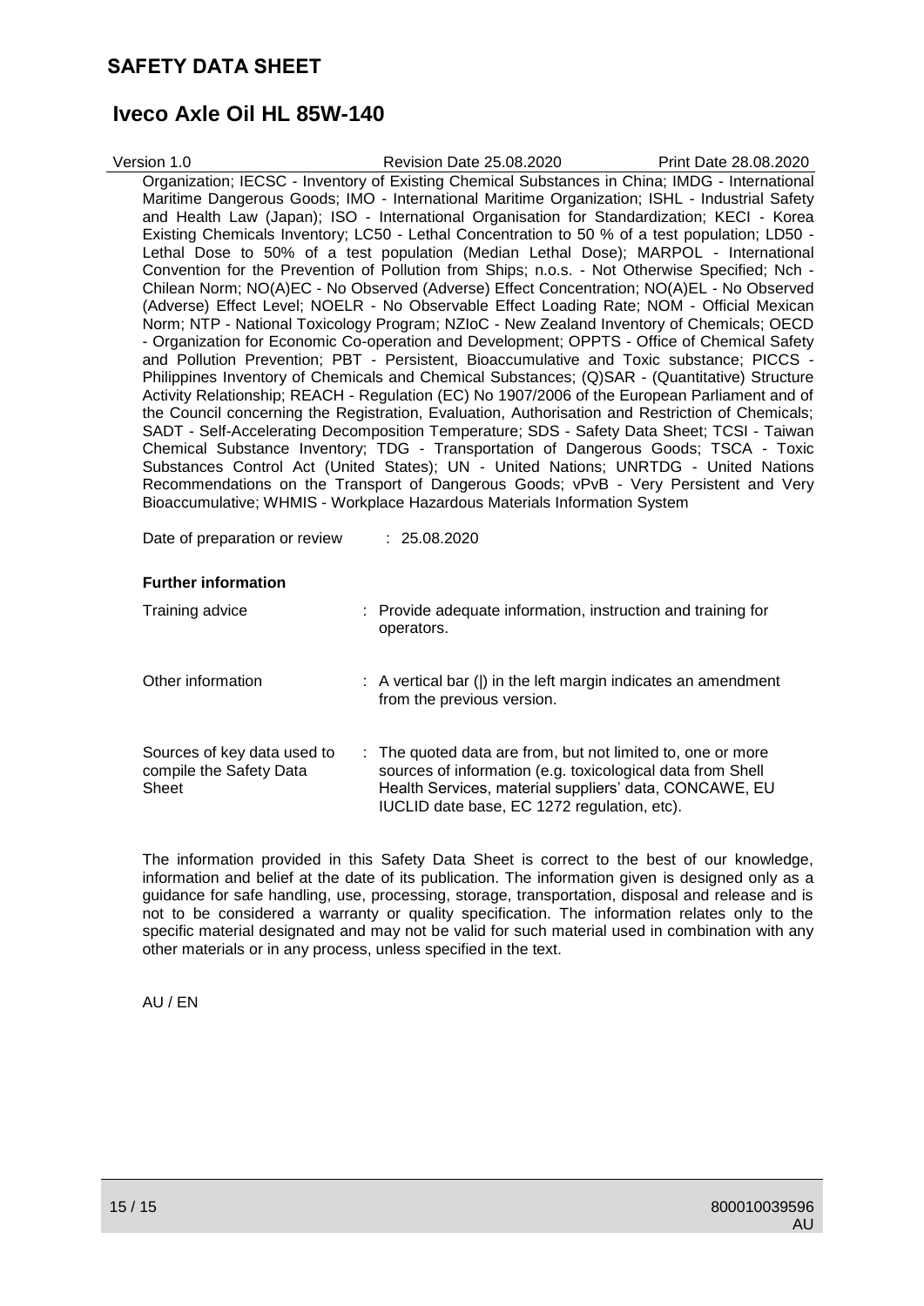Organization; IECSC - Inventory of Existing Chemical Substances in China; IMDG - International Maritime Dangerous Goods; IMO - International Maritime Organization; ISHL - Industrial Safety and Health Law (Japan); ISO - International Organisation for Standardization; KECI - Korea Existing Chemicals Inventory; LC50 - Lethal Concentration to 50 % of a test population; LD50 - Lethal Dose to 50% of a test population (Median Lethal Dose); MARPOL - International Convention for the Prevention of Pollution from Ships; n.o.s. - Not Otherwise Specified; Nch - Chilean Norm; NO(A)EC - No Observed (Adverse) Effect Concentration; NO(A)EL - No Observed (Adverse) Effect Level; NOELR - No Observable Effect Loading Rate; NOM - Official Mexican Norm; NTP - National Toxicology Program; NZIoC - New Zealand Inventory of Chemicals; OECD - Organization for Economic Co-operation and Development; OPPTS - Office of Chemical Safety and Pollution Prevention; PBT - Persistent, Bioaccumulative and Toxic substance; PICCS - Philippines Inventory of Chemicals and Chemical Substances; (Q)SAR - (Quantitative) Structure Activity Relationship; REACH - Regulation (EC) No 1907/2006 of the European Parliament and of the Council concerning the Registration, Evaluation, Authorisation and Restriction of Chemicals; SADT - Self-Accelerating Decomposition Temperature; SDS - Safety Data Sheet; TCSI - Taiwan Chemical Substance Inventory; TDG - Transportation of Dangerous Goods; TSCA - Toxic Substances Control Act (United States); UN - United Nations; UNRTDG - United Nations Recommendations on the Transport of Dangerous Goods; vPvB - Very Persistent and Very Bioaccumulative; WHMIS - Workplace Hazardous Materials Information System

Date of preparation or review : 25.08.2020

**Further information**

Training advice : Provide adequate information, instruction and training for operators.

Other information : A vertical bar (|) in the left margin indicates an amendment from the previous version.

Sources of key data used to compile the Safety Data Sheet : The quoted data are from, but not limited to, one or more sources of information (e.g. toxicological data from Shell Health Services, material suppliers' data, CONCAWE, EU IUCLID date base, EC 1272 regulation, etc).

The information provided in this Safety Data Sheet is correct to the best of our knowledge, information and belief at the date of its publication. The information given is designed only as a guidance for safe handling, use, processing, storage, transportation, disposal and release and is not to be considered a warranty or quality specification. The information relates only to the specific material designated and may not be valid for such material used in combination with any other materials or in any process, unless specified in the text.

AU / EN